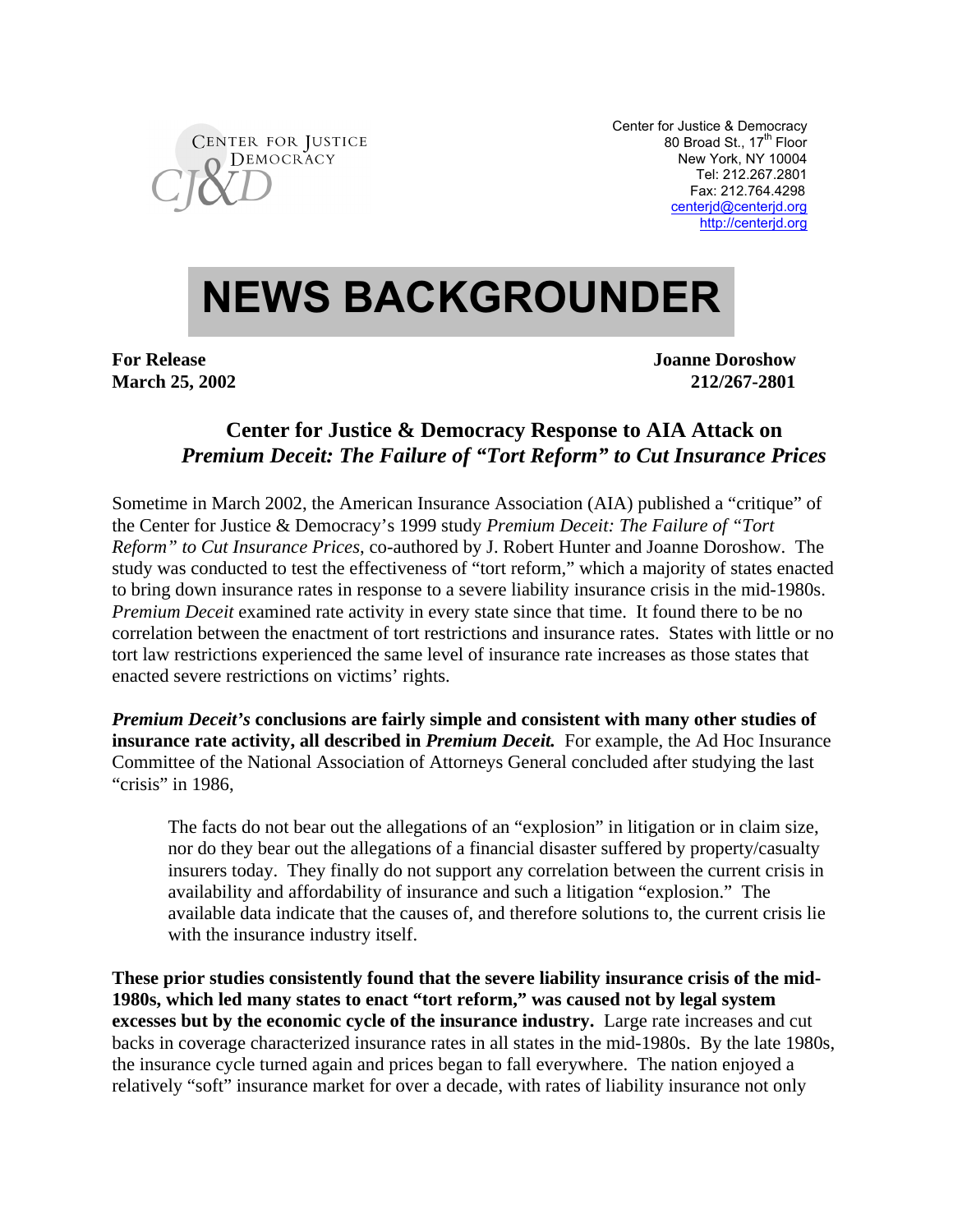CENTER FOR JUSTICE & DEMOCRACY

CJ&D

Center for Justice & Democracy
80 Broad St., 17th Floor
New York, NY 10004
Tel: 212.267.2801
Fax: 212.764.4298
centerjd@centerjd.org
http://centerjd.org

# NEWS BACKGROUNDER

**For Release** **Joanne Doroshow**
**March 25, 2002** **212/267-2801**

## Center for Justice & Democracy Response to AIA Attack on *Premium Deceit: The Failure of "Tort Reform" to Cut Insurance Prices*

Sometime in March 2002, the American Insurance Association (AIA) published a "critique" of the Center for Justice & Democracy's 1999 study *Premium Deceit: The Failure of "Tort Reform" to Cut Insurance Prices*, co-authored by J. Robert Hunter and Joanne Doroshow. The study was conducted to test the effectiveness of "tort reform," which a majority of states enacted to bring down insurance rates in response to a severe liability insurance crisis in the mid-1980s. *Premium Deceit* examined rate activity in every state since that time. It found there to be no correlation between the enactment of tort restrictions and insurance rates. States with little or no tort law restrictions experienced the same level of insurance rate increases as those states that enacted severe restrictions on victims' rights.

***Premium Deceit's* conclusions are fairly simple and consistent with many other studies of insurance rate activity, all described in *Premium Deceit.*** For example, the Ad Hoc Insurance Committee of the National Association of Attorneys General concluded after studying the last "crisis" in 1986,

> The facts do not bear out the allegations of an "explosion" in litigation or in claim size, nor do they bear out the allegations of a financial disaster suffered by property/casualty insurers today. They finally do not support any correlation between the current crisis in availability and affordability of insurance and such a litigation "explosion." The available data indicate that the causes of, and therefore solutions to, the current crisis lie with the insurance industry itself.

**These prior studies consistently found that the severe liability insurance crisis of the mid-1980s, which led many states to enact "tort reform," was caused not by legal system excesses but by the economic cycle of the insurance industry.** Large rate increases and cut backs in coverage characterized insurance rates in all states in the mid-1980s. By the late 1980s, the insurance cycle turned again and prices began to fall everywhere. The nation enjoyed a relatively "soft" insurance market for over a decade, with rates of liability insurance not only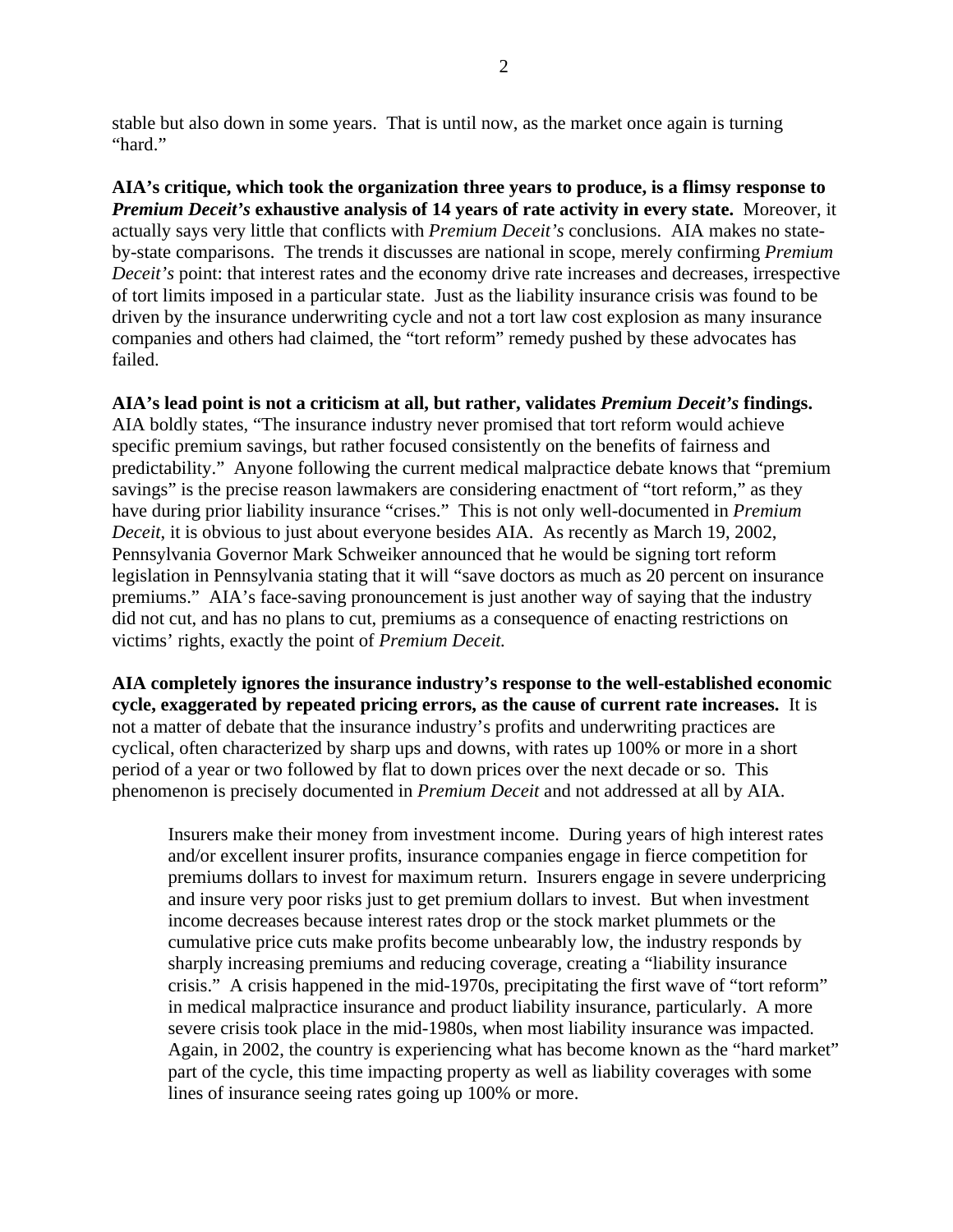stable but also down in some years. That is until now, as the market once again is turning "hard."

**AIA's critique, which took the organization three years to produce, is a flimsy response to *Premium Deceit's* exhaustive analysis of 14 years of rate activity in every state.** Moreover, it actually says very little that conflicts with *Premium Deceit's* conclusions. AIA makes no state-by-state comparisons. The trends it discusses are national in scope, merely confirming *Premium Deceit's* point: that interest rates and the economy drive rate increases and decreases, irrespective of tort limits imposed in a particular state. Just as the liability insurance crisis was found to be driven by the insurance underwriting cycle and not a tort law cost explosion as many insurance companies and others had claimed, the "tort reform" remedy pushed by these advocates has failed.

**AIA's lead point is not a criticism at all, but rather, validates *Premium Deceit's* findings.** AIA boldly states, "The insurance industry never promised that tort reform would achieve specific premium savings, but rather focused consistently on the benefits of fairness and predictability." Anyone following the current medical malpractice debate knows that "premium savings" is the precise reason lawmakers are considering enactment of "tort reform," as they have during prior liability insurance "crises." This is not only well-documented in *Premium Deceit*, it is obvious to just about everyone besides AIA. As recently as March 19, 2002, Pennsylvania Governor Mark Schweiker announced that he would be signing tort reform legislation in Pennsylvania stating that it will "save doctors as much as 20 percent on insurance premiums." AIA's face-saving pronouncement is just another way of saying that the industry did not cut, and has no plans to cut, premiums as a consequence of enacting restrictions on victims' rights, exactly the point of *Premium Deceit.*

**AIA completely ignores the insurance industry's response to the well-established economic cycle, exaggerated by repeated pricing errors, as the cause of current rate increases.** It is not a matter of debate that the insurance industry's profits and underwriting practices are cyclical, often characterized by sharp ups and downs, with rates up 100% or more in a short period of a year or two followed by flat to down prices over the next decade or so. This phenomenon is precisely documented in *Premium Deceit* and not addressed at all by AIA.

> Insurers make their money from investment income. During years of high interest rates and/or excellent insurer profits, insurance companies engage in fierce competition for premiums dollars to invest for maximum return. Insurers engage in severe underpricing and insure very poor risks just to get premium dollars to invest. But when investment income decreases because interest rates drop or the stock market plummets or the cumulative price cuts make profits become unbearably low, the industry responds by sharply increasing premiums and reducing coverage, creating a "liability insurance crisis." A crisis happened in the mid-1970s, precipitating the first wave of "tort reform" in medical malpractice insurance and product liability insurance, particularly. A more severe crisis took place in the mid-1980s, when most liability insurance was impacted. Again, in 2002, the country is experiencing what has become known as the "hard market" part of the cycle, this time impacting property as well as liability coverages with some lines of insurance seeing rates going up 100% or more.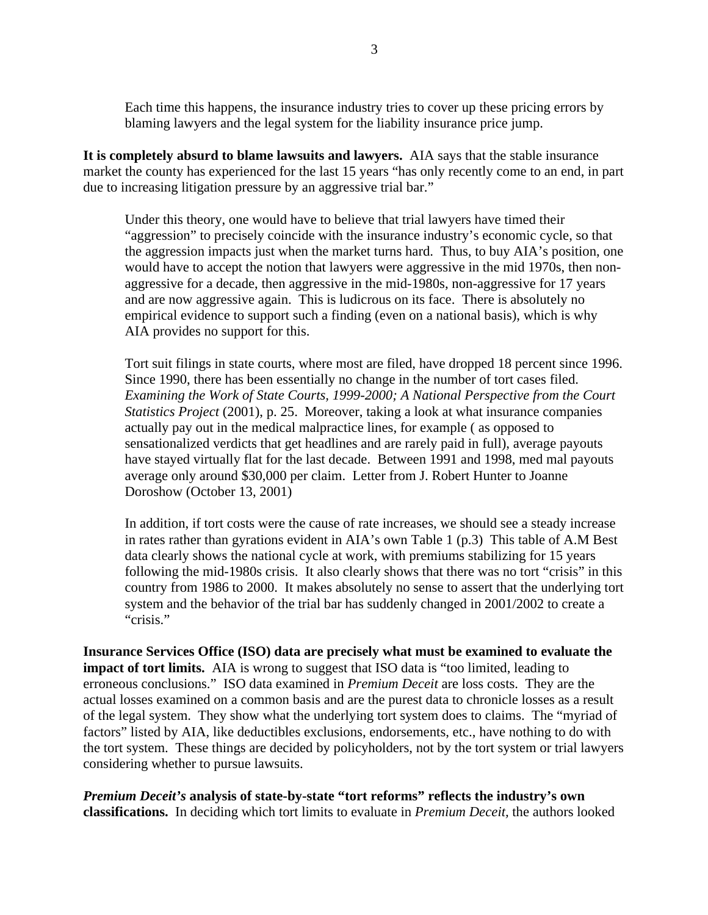Each time this happens, the insurance industry tries to cover up these pricing errors by blaming lawyers and the legal system for the liability insurance price jump.

**It is completely absurd to blame lawsuits and lawyers.** AIA says that the stable insurance market the county has experienced for the last 15 years "has only recently come to an end, in part due to increasing litigation pressure by an aggressive trial bar."

Under this theory, one would have to believe that trial lawyers have timed their "aggression" to precisely coincide with the insurance industry's economic cycle, so that the aggression impacts just when the market turns hard. Thus, to buy AIA's position, one would have to accept the notion that lawyers were aggressive in the mid 1970s, then non-aggressive for a decade, then aggressive in the mid-1980s, non-aggressive for 17 years and are now aggressive again. This is ludicrous on its face. There is absolutely no empirical evidence to support such a finding (even on a national basis), which is why AIA provides no support for this.

Tort suit filings in state courts, where most are filed, have dropped 18 percent since 1996. Since 1990, there has been essentially no change in the number of tort cases filed. *Examining the Work of State Courts, 1999-2000; A National Perspective from the Court Statistics Project* (2001), p. 25. Moreover, taking a look at what insurance companies actually pay out in the medical malpractice lines, for example ( as opposed to sensationalized verdicts that get headlines and are rarely paid in full), average payouts have stayed virtually flat for the last decade. Between 1991 and 1998, med mal payouts average only around $30,000 per claim. Letter from J. Robert Hunter to Joanne Doroshow (October 13, 2001)

In addition, if tort costs were the cause of rate increases, we should see a steady increase in rates rather than gyrations evident in AIA's own Table 1 (p.3) This table of A.M Best data clearly shows the national cycle at work, with premiums stabilizing for 15 years following the mid-1980s crisis. It also clearly shows that there was no tort "crisis" in this country from 1986 to 2000. It makes absolutely no sense to assert that the underlying tort system and the behavior of the trial bar has suddenly changed in 2001/2002 to create a "crisis."

**Insurance Services Office (ISO) data are precisely what must be examined to evaluate the impact of tort limits.** AIA is wrong to suggest that ISO data is "too limited, leading to erroneous conclusions." ISO data examined in *Premium Deceit* are loss costs. They are the actual losses examined on a common basis and are the purest data to chronicle losses as a result of the legal system. They show what the underlying tort system does to claims. The "myriad of factors" listed by AIA, like deductibles exclusions, endorsements, etc., have nothing to do with the tort system. These things are decided by policyholders, not by the tort system or trial lawyers considering whether to pursue lawsuits.

***Premium Deceit's*** **analysis of state-by-state "tort reforms" reflects the industry's own classifications.** In deciding which tort limits to evaluate in *Premium Deceit,* the authors looked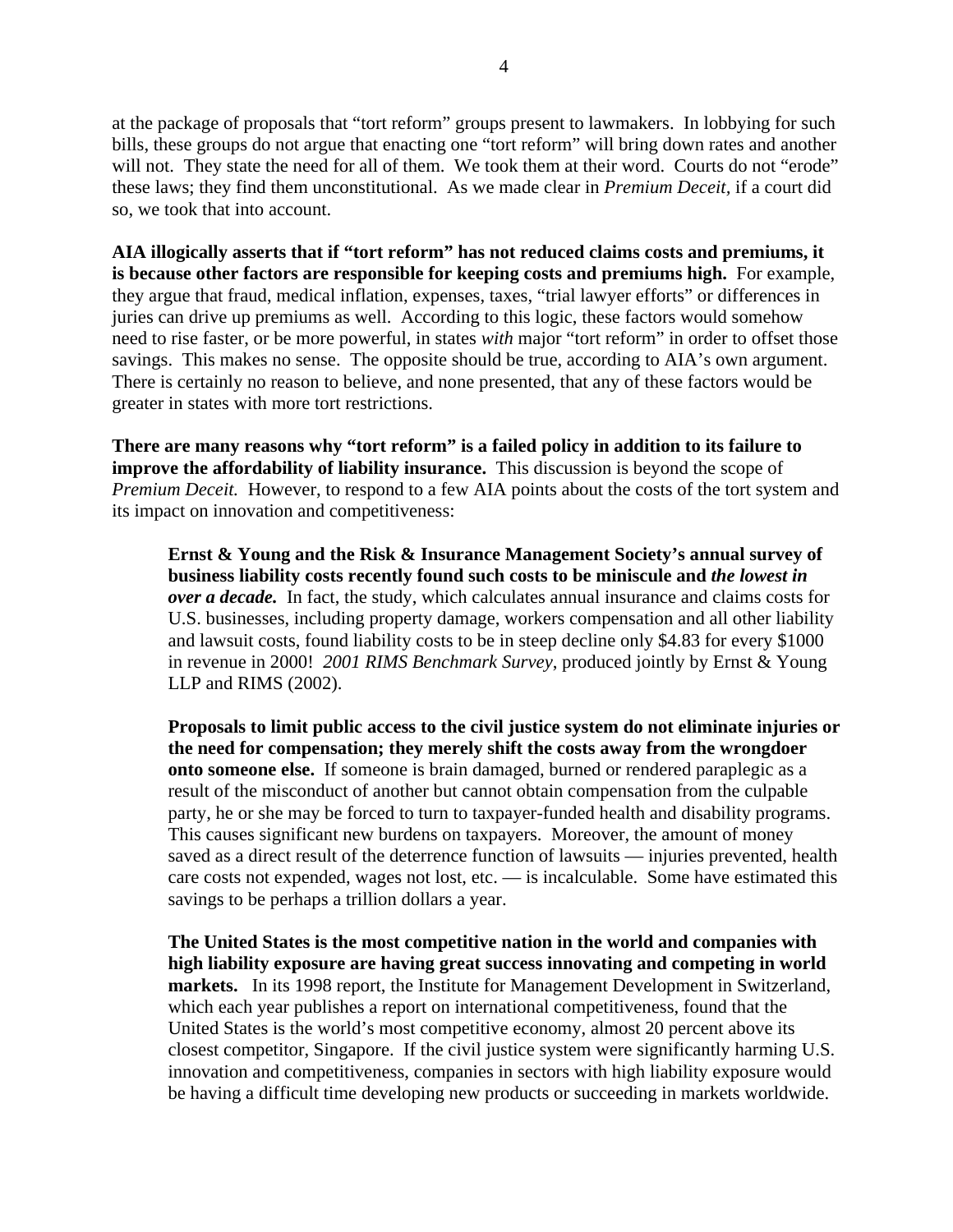at the package of proposals that "tort reform" groups present to lawmakers. In lobbying for such bills, these groups do not argue that enacting one "tort reform" will bring down rates and another will not. They state the need for all of them. We took them at their word. Courts do not "erode" these laws; they find them unconstitutional. As we made clear in *Premium Deceit*, if a court did so, we took that into account.

**AIA illogically asserts that if "tort reform" has not reduced claims costs and premiums, it is because other factors are responsible for keeping costs and premiums high.** For example, they argue that fraud, medical inflation, expenses, taxes, "trial lawyer efforts" or differences in juries can drive up premiums as well. According to this logic, these factors would somehow need to rise faster, or be more powerful, in states *with* major "tort reform" in order to offset those savings. This makes no sense. The opposite should be true, according to AIA's own argument. There is certainly no reason to believe, and none presented, that any of these factors would be greater in states with more tort restrictions.

**There are many reasons why "tort reform" is a failed policy in addition to its failure to improve the affordability of liability insurance.** This discussion is beyond the scope of *Premium Deceit.* However, to respond to a few AIA points about the costs of the tort system and its impact on innovation and competitiveness:

> **Ernst & Young and the Risk & Insurance Management Society's annual survey of business liability costs recently found such costs to be miniscule and *the lowest in over a decade.*** In fact, the study, which calculates annual insurance and claims costs for U.S. businesses, including property damage, workers compensation and all other liability and lawsuit costs, found liability costs to be in steep decline only $4.83 for every $1000 in revenue in 2000! *2001 RIMS Benchmark Survey*, produced jointly by Ernst & Young LLP and RIMS (2002).
>
> **Proposals to limit public access to the civil justice system do not eliminate injuries or the need for compensation; they merely shift the costs away from the wrongdoer onto someone else.** If someone is brain damaged, burned or rendered paraplegic as a result of the misconduct of another but cannot obtain compensation from the culpable party, he or she may be forced to turn to taxpayer-funded health and disability programs. This causes significant new burdens on taxpayers. Moreover, the amount of money saved as a direct result of the deterrence function of lawsuits — injuries prevented, health care costs not expended, wages not lost, etc. — is incalculable. Some have estimated this savings to be perhaps a trillion dollars a year.
>
> **The United States is the most competitive nation in the world and companies with high liability exposure are having great success innovating and competing in world markets.** In its 1998 report, the Institute for Management Development in Switzerland, which each year publishes a report on international competitiveness, found that the United States is the world's most competitive economy, almost 20 percent above its closest competitor, Singapore. If the civil justice system were significantly harming U.S. innovation and competitiveness, companies in sectors with high liability exposure would be having a difficult time developing new products or succeeding in markets worldwide.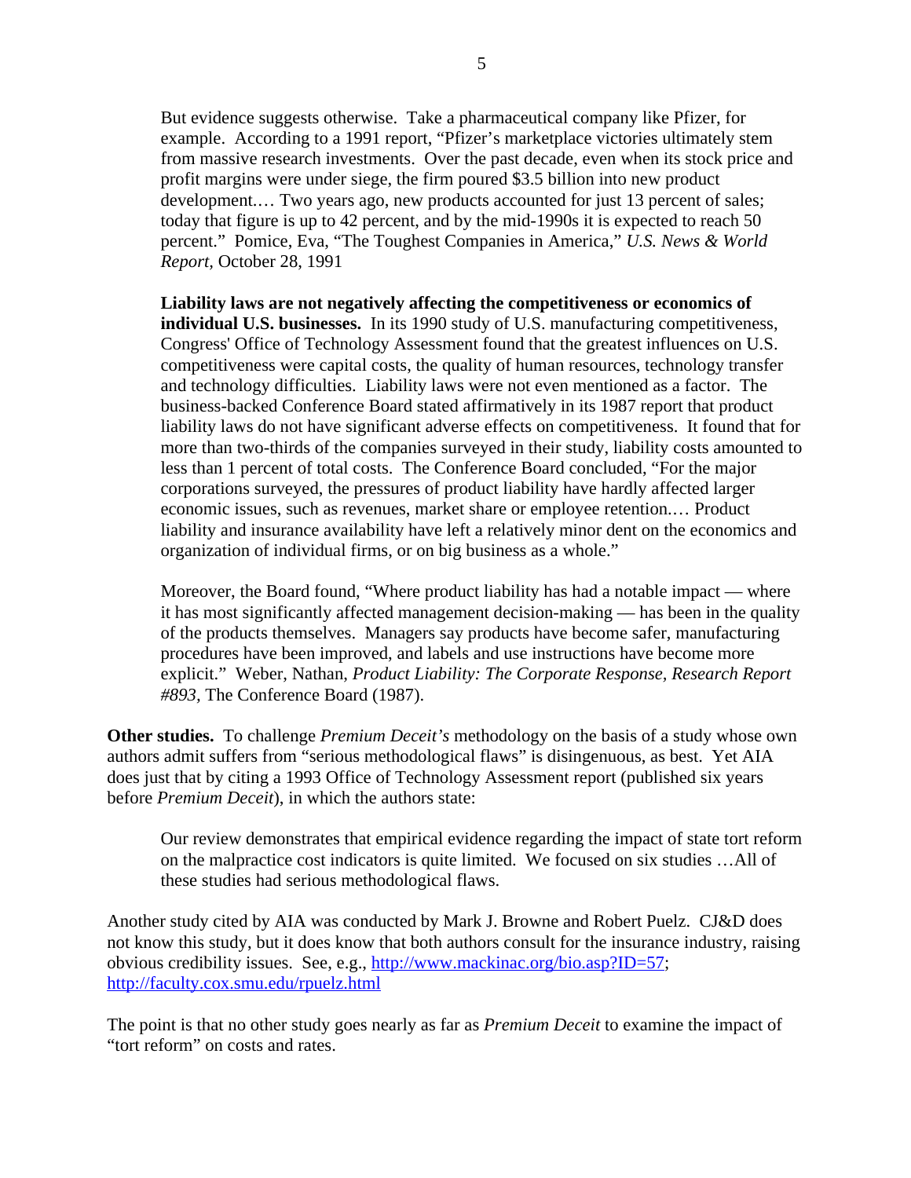But evidence suggests otherwise. Take a pharmaceutical company like Pfizer, for example. According to a 1991 report, "Pfizer's marketplace victories ultimately stem from massive research investments. Over the past decade, even when its stock price and profit margins were under siege, the firm poured $3.5 billion into new product development.… Two years ago, new products accounted for just 13 percent of sales; today that figure is up to 42 percent, and by the mid-1990s it is expected to reach 50 percent." Pomice, Eva, "The Toughest Companies in America," *U.S. News & World Report,* October 28, 1991

**Liability laws are not negatively affecting the competitiveness or economics of individual U.S. businesses.** In its 1990 study of U.S. manufacturing competitiveness, Congress' Office of Technology Assessment found that the greatest influences on U.S. competitiveness were capital costs, the quality of human resources, technology transfer and technology difficulties. Liability laws were not even mentioned as a factor. The business-backed Conference Board stated affirmatively in its 1987 report that product liability laws do not have significant adverse effects on competitiveness. It found that for more than two-thirds of the companies surveyed in their study, liability costs amounted to less than 1 percent of total costs. The Conference Board concluded, "For the major corporations surveyed, the pressures of product liability have hardly affected larger economic issues, such as revenues, market share or employee retention.… Product liability and insurance availability have left a relatively minor dent on the economics and organization of individual firms, or on big business as a whole."

Moreover, the Board found, "Where product liability has had a notable impact — where it has most significantly affected management decision-making — has been in the quality of the products themselves. Managers say products have become safer, manufacturing procedures have been improved, and labels and use instructions have become more explicit." Weber, Nathan, *Product Liability: The Corporate Response, Research Report #893,* The Conference Board (1987).

**Other studies.** To challenge *Premium Deceit's* methodology on the basis of a study whose own authors admit suffers from "serious methodological flaws" is disingenuous, as best. Yet AIA does just that by citing a 1993 Office of Technology Assessment report (published six years before *Premium Deceit*), in which the authors state:

> Our review demonstrates that empirical evidence regarding the impact of state tort reform on the malpractice cost indicators is quite limited. We focused on six studies …All of these studies had serious methodological flaws.

Another study cited by AIA was conducted by Mark J. Browne and Robert Puelz. CJ&D does not know this study, but it does know that both authors consult for the insurance industry, raising obvious credibility issues. See, e.g., [http://www.mackinac.org/bio.asp?ID=57](http://www.mackinac.org/bio.asp?ID=57); [http://faculty.cox.smu.edu/rpuelz.html](http://faculty.cox.smu.edu/rpuelz.html)

The point is that no other study goes nearly as far as *Premium Deceit* to examine the impact of "tort reform" on costs and rates.